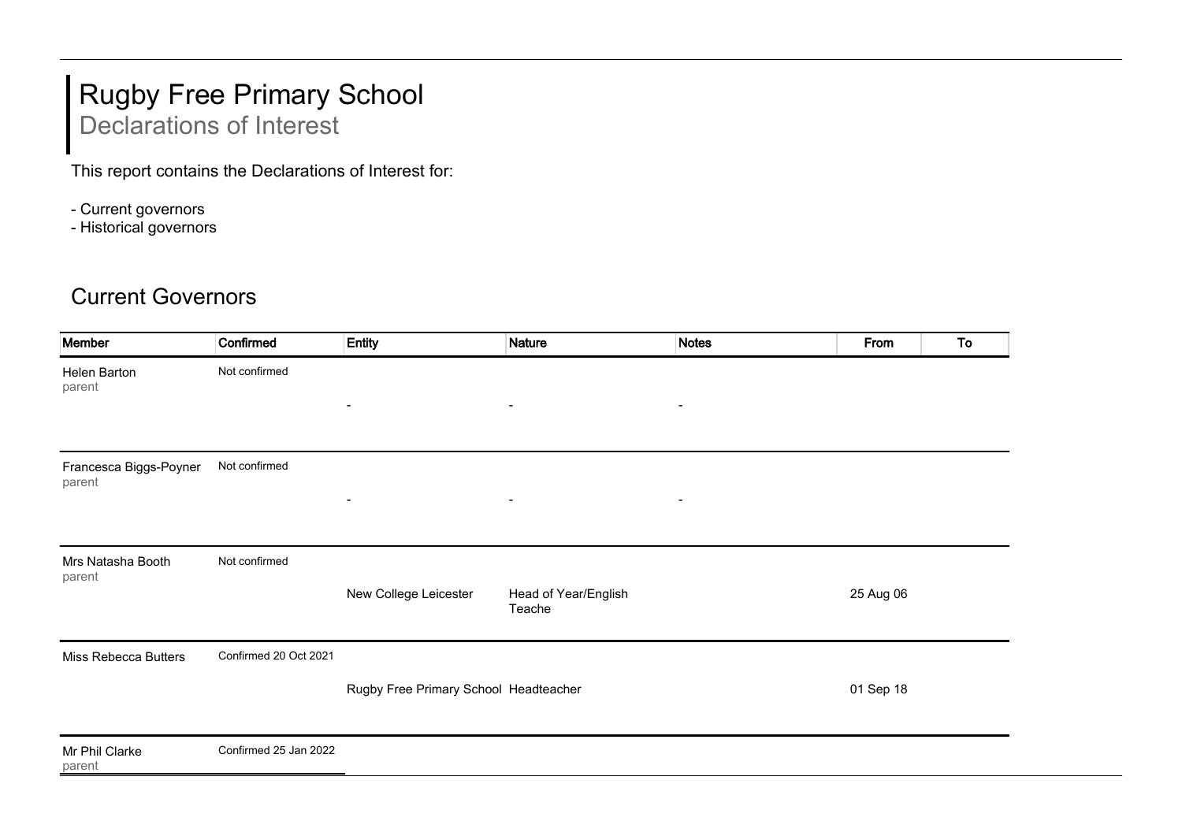# Rugby Free Primary School

## Declarations of Interest

This report contains the Declarations of Interest for:

- Current governors
- Historical governors

## Current Governors

| Member | Confirmed | Entity | Nature | Notes | From | To |
|---|---|---|---|---|---|---|
| Helen Barton<br>parent | Not confirmed | - | - | - | | |
| Francesca Biggs-Poyner<br>parent | Not confirmed | - | - | - | | |
| Mrs Natasha Booth<br>parent | Not confirmed | New College Leicester | Head of Year/English Teache | | 25 Aug 06 | |
| Miss Rebecca Butters | Confirmed 20 Oct 2021 | Rugby Free Primary School | Headteacher | | 01 Sep 18 | |
| Mr Phil Clarke<br>parent | Confirmed 25 Jan 2022 | | | | | |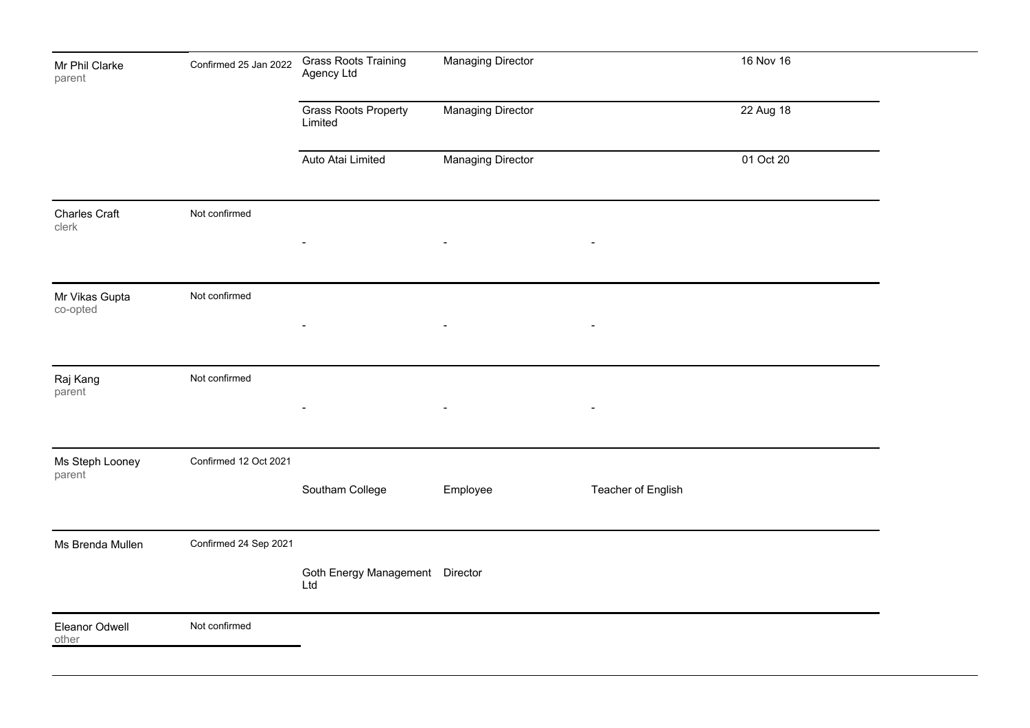| | | | | | |
|---|---|---|---|---|---|
| Mr Phil Clarke<br>parent | Confirmed 25 Jan 2022 | Grass Roots Training Agency Ltd | Managing Director | | 16 Nov 16 |
| | | Grass Roots Property Limited | Managing Director | | 22 Aug 18 |
| | | Auto Atai Limited | Managing Director | | 01 Oct 20 |
| Charles Craft<br>clerk | Not confirmed | - | - | - | |
| Mr Vikas Gupta<br>co-opted | Not confirmed | - | - | - | |
| Raj Kang<br>parent | Not confirmed | - | - | - | |
| Ms Steph Looney<br>parent | Confirmed 12 Oct 2021 | Southam College | Employee | Teacher of English | |
| Ms Brenda Mullen | Confirmed 24 Sep 2021 | Goth Energy Management Ltd | Director | | |
| Eleanor Odwell<br>other | Not confirmed | | | | |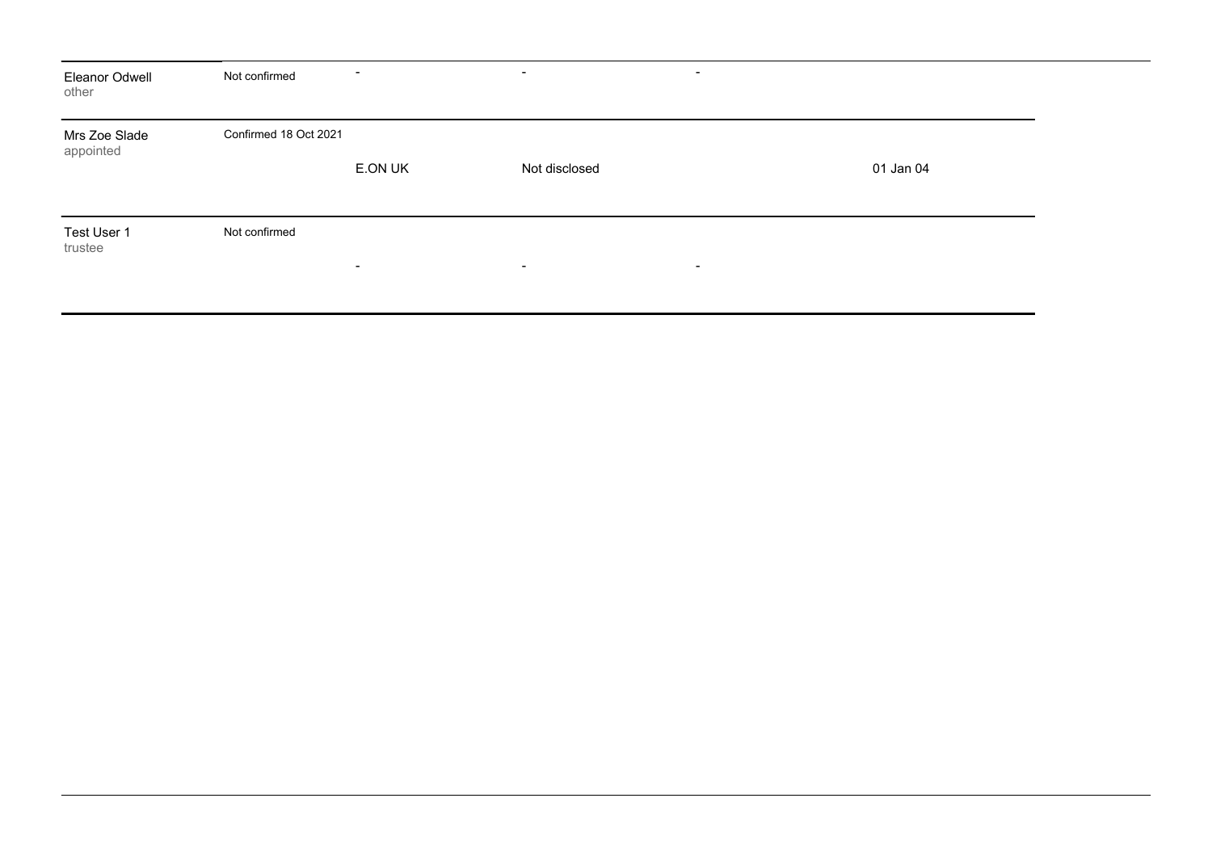| | | | | | |
|---|---|---|---|---|---|
| Eleanor Odwell<br>other | Not confirmed | - | - | - | |
| Mrs Zoe Slade<br>appointed | Confirmed 18 Oct 2021 | E.ON UK | Not disclosed | | 01 Jan 04 |
| Test User 1<br>trustee | Not confirmed | - | - | - | |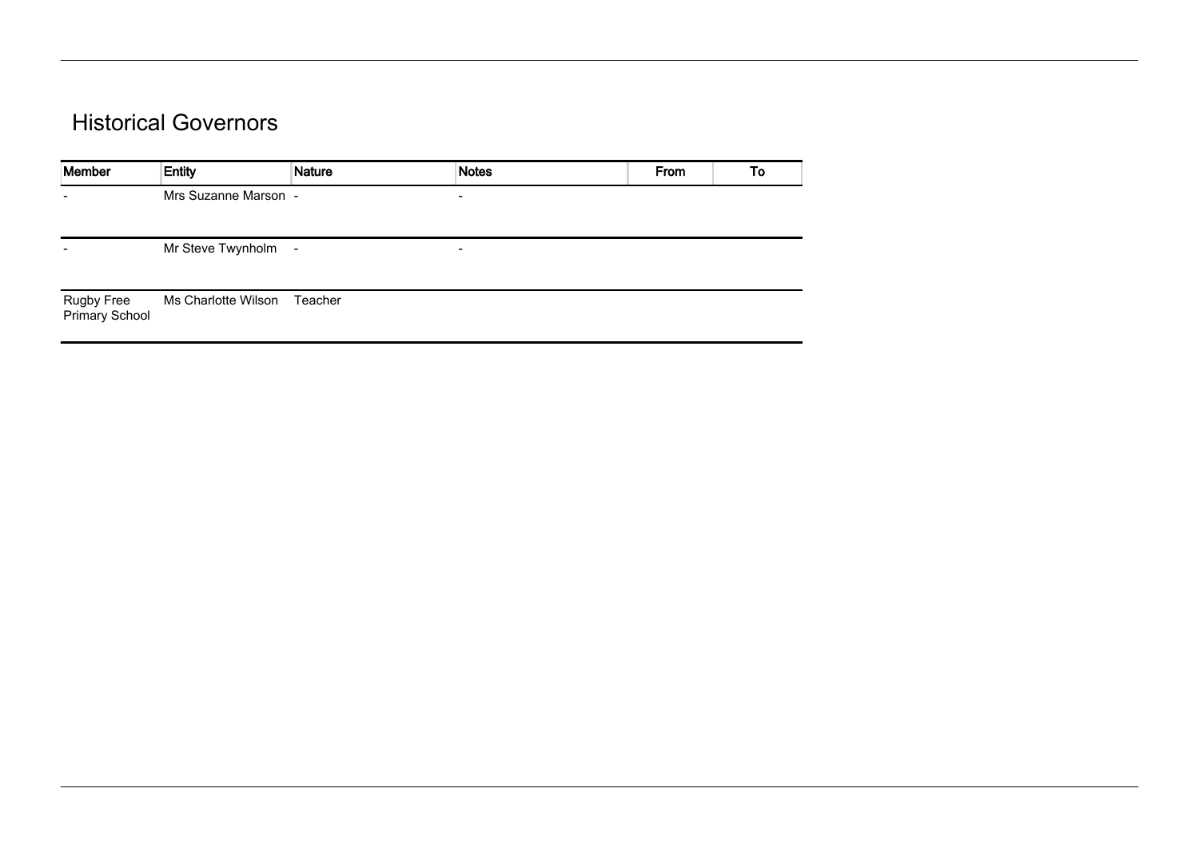## Historical Governors

| Member | Entity | Nature | Notes | From | To |
|---|---|---|---|---|---|
| - | Mrs Suzanne Marson | - | - | | |
| - | Mr Steve Twynholm | - | - | | |
| Rugby Free Primary School | Ms Charlotte Wilson | Teacher | | | |